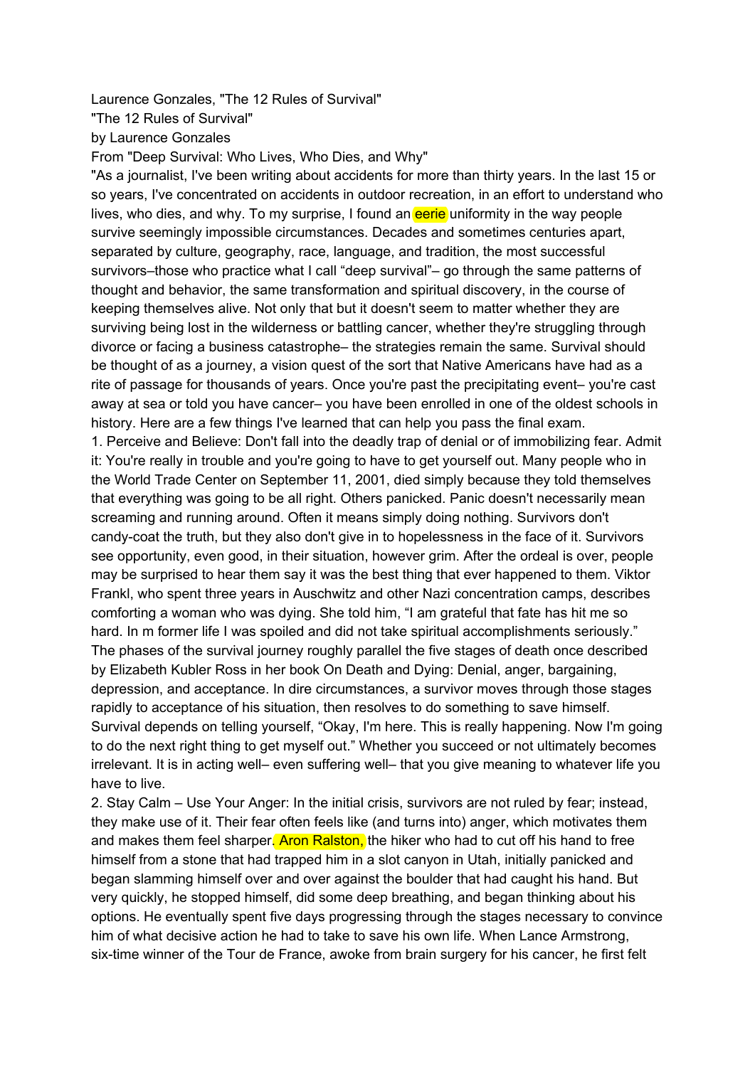Laurence Gonzales, "The 12 Rules of Survival"

"The 12 Rules of Survival"

by Laurence Gonzales

From "Deep Survival: Who Lives, Who Dies, and Why"

"As a journalist, I've been writing about accidents for more than thirty years. In the last 15 or so years, I've concentrated on accidents in outdoor recreation, in an effort to understand who lives, who dies, and why. To my surprise, I found an eerie uniformity in the way people survive seemingly impossible circumstances. Decades and sometimes centuries apart, separated by culture, geography, race, language, and tradition, the most successful survivors–those who practice what I call "deep survival"– go through the same patterns of thought and behavior, the same transformation and spiritual discovery, in the course of keeping themselves alive. Not only that but it doesn't seem to matter whether they are surviving being lost in the wilderness or battling cancer, whether they're struggling through divorce or facing a business catastrophe– the strategies remain the same. Survival should be thought of as a journey, a vision quest of the sort that Native Americans have had as a rite of passage for thousands of years. Once you're past the precipitating event– you're cast away at sea or told you have cancer– you have been enrolled in one of the oldest schools in history. Here are a few things I've learned that can help you pass the final exam.

1. Perceive and Believe: Don't fall into the deadly trap of denial or of immobilizing fear. Admit it: You're really in trouble and you're going to have to get yourself out. Many people who in the World Trade Center on September 11, 2001, died simply because they told themselves that everything was going to be all right. Others panicked. Panic doesn't necessarily mean screaming and running around. Often it means simply doing nothing. Survivors don't candy-coat the truth, but they also don't give in to hopelessness in the face of it. Survivors see opportunity, even good, in their situation, however grim. After the ordeal is over, people may be surprised to hear them say it was the best thing that ever happened to them. Viktor Frankl, who spent three years in Auschwitz and other Nazi concentration camps, describes comforting a woman who was dying. She told him, "I am grateful that fate has hit me so hard. In m former life I was spoiled and did not take spiritual accomplishments seriously." The phases of the survival journey roughly parallel the five stages of death once described by Elizabeth Kubler Ross in her book On Death and Dying: Denial, anger, bargaining, depression, and acceptance. In dire circumstances, a survivor moves through those stages rapidly to acceptance of his situation, then resolves to do something to save himself. Survival depends on telling yourself, "Okay, I'm here. This is really happening. Now I'm going to do the next right thing to get myself out." Whether you succeed or not ultimately becomes irrelevant. It is in acting well– even suffering well– that you give meaning to whatever life you have to live.

2. Stay Calm – Use Your Anger: In the initial crisis, survivors are not ruled by fear; instead, they make use of it. Their fear often feels like (and turns into) anger, which motivates them and makes them feel sharper. Aron Ralston, the hiker who had to cut off his hand to free himself from a stone that had trapped him in a slot canyon in Utah, initially panicked and began slamming himself over and over against the boulder that had caught his hand. But very quickly, he stopped himself, did some deep breathing, and began thinking about his options. He eventually spent five days progressing through the stages necessary to convince him of what decisive action he had to take to save his own life. When Lance Armstrong, six-time winner of the Tour de France, awoke from brain surgery for his cancer, he first felt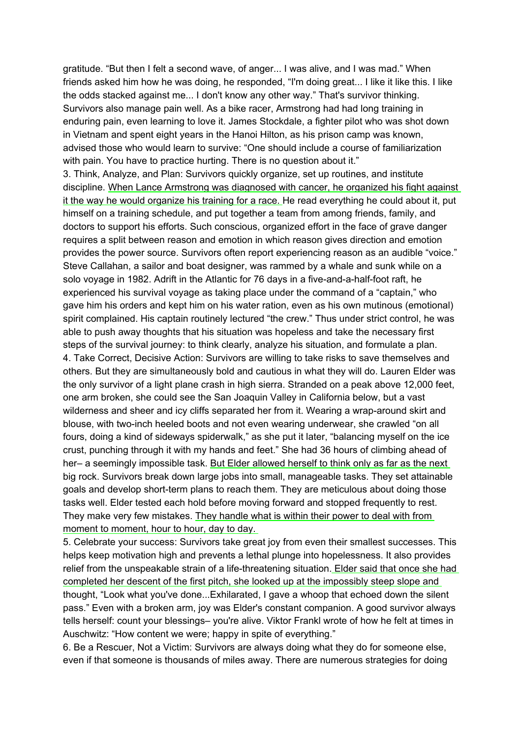gratitude. "But then I felt a second wave, of anger... I was alive, and I was mad." When friends asked him how he was doing, he responded, "I'm doing great... I like it like this. I like the odds stacked against me... I don't know any other way." That's survivor thinking. Survivors also manage pain well. As a bike racer, Armstrong had had long training in enduring pain, even learning to love it. James Stockdale, a fighter pilot who was shot down in Vietnam and spent eight years in the Hanoi Hilton, as his prison camp was known, advised those who would learn to survive: "One should include a course of familiarization with pain. You have to practice hurting. There is no question about it."

3. Think, Analyze, and Plan: Survivors quickly organize, set up routines, and institute discipline. When Lance Armstrong was diagnosed with cancer, he organized his fight against it the way he would organize his training for a race. He read everything he could about it, put himself on a training schedule, and put together a team from among friends, family, and doctors to support his efforts. Such conscious, organized effort in the face of grave danger requires a split between reason and emotion in which reason gives direction and emotion provides the power source. Survivors often report experiencing reason as an audible "voice." Steve Callahan, a sailor and boat designer, was rammed by a whale and sunk while on a solo voyage in 1982. Adrift in the Atlantic for 76 days in a five-and-a-half-foot raft, he experienced his survival voyage as taking place under the command of a "captain," who gave him his orders and kept him on his water ration, even as his own mutinous (emotional) spirit complained. His captain routinely lectured "the crew." Thus under strict control, he was able to push away thoughts that his situation was hopeless and take the necessary first steps of the survival journey: to think clearly, analyze his situation, and formulate a plan.

4. Take Correct, Decisive Action: Survivors are willing to take risks to save themselves and others. But they are simultaneously bold and cautious in what they will do. Lauren Elder was the only survivor of a light plane crash in high sierra. Stranded on a peak above 12,000 feet, one arm broken, she could see the San Joaquin Valley in California below, but a vast wilderness and sheer and icy cliffs separated her from it. Wearing a wrap-around skirt and blouse, with two-inch heeled boots and not even wearing underwear, she crawled "on all fours, doing a kind of sideways spiderwalk," as she put it later, "balancing myself on the ice crust, punching through it with my hands and feet." She had 36 hours of climbing ahead of her– a seemingly impossible task. But Elder allowed herself to think only as far as the next big rock. Survivors break down large jobs into small, manageable tasks. They set attainable goals and develop short-term plans to reach them. They are meticulous about doing those tasks well. Elder tested each hold before moving forward and stopped frequently to rest. They make very few mistakes. They handle what is within their power to deal with from moment to moment, hour to hour, day to day.

5. Celebrate your success: Survivors take great joy from even their smallest successes. This helps keep motivation high and prevents a lethal plunge into hopelessness. It also provides relief from the unspeakable strain of a life-threatening situation. Elder said that once she had completed her descent of the first pitch, she looked up at the impossibly steep slope and thought, "Look what you've done...Exhilarated, I gave a whoop that echoed down the silent pass." Even with a broken arm, joy was Elder's constant companion. A good survivor always tells herself: count your blessings– you're alive. Viktor Frankl wrote of how he felt at times in Auschwitz: "How content we were; happy in spite of everything."

6. Be a Rescuer, Not a Victim: Survivors are always doing what they do for someone else, even if that someone is thousands of miles away. There are numerous strategies for doing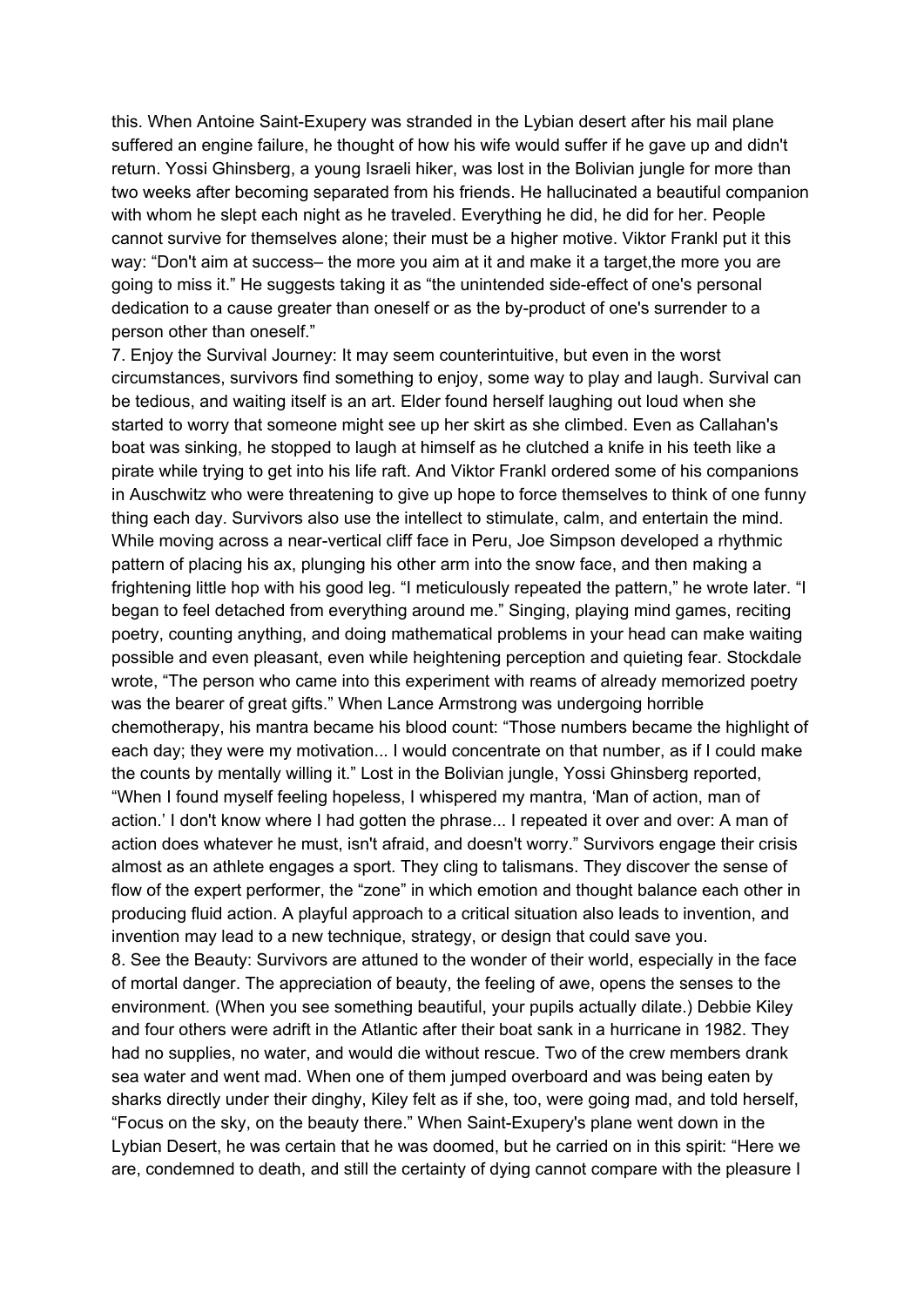this. When Antoine Saint-Exupery was stranded in the Lybian desert after his mail plane suffered an engine failure, he thought of how his wife would suffer if he gave up and didn't return. Yossi Ghinsberg, a young Israeli hiker, was lost in the Bolivian jungle for more than two weeks after becoming separated from his friends. He hallucinated a beautiful companion with whom he slept each night as he traveled. Everything he did, he did for her. People cannot survive for themselves alone; their must be a higher motive. Viktor Frankl put it this way: “Don't aim at success– the more you aim at it and make it a target,the more you are going to miss it.” He suggests taking it as “the unintended side-effect of one's personal dedication to a cause greater than oneself or as the by-product of one's surrender to a person other than oneself.”

7. Enjoy the Survival Journey: It may seem counterintuitive, but even in the worst circumstances, survivors find something to enjoy, some way to play and laugh. Survival can be tedious, and waiting itself is an art. Elder found herself laughing out loud when she started to worry that someone might see up her skirt as she climbed. Even as Callahan's boat was sinking, he stopped to laugh at himself as he clutched a knife in his teeth like a pirate while trying to get into his life raft. And Viktor Frankl ordered some of his companions in Auschwitz who were threatening to give up hope to force themselves to think of one funny thing each day. Survivors also use the intellect to stimulate, calm, and entertain the mind. While moving across a near-vertical cliff face in Peru, Joe Simpson developed a rhythmic pattern of placing his ax, plunging his other arm into the snow face, and then making a frightening little hop with his good leg. “I meticulously repeated the pattern,” he wrote later. “I began to feel detached from everything around me.” Singing, playing mind games, reciting poetry, counting anything, and doing mathematical problems in your head can make waiting possible and even pleasant, even while heightening perception and quieting fear. Stockdale wrote, “The person who came into this experiment with reams of already memorized poetry was the bearer of great gifts.” When Lance Armstrong was undergoing horrible chemotherapy, his mantra became his blood count: “Those numbers became the highlight of each day; they were my motivation... I would concentrate on that number, as if I could make the counts by mentally willing it.” Lost in the Bolivian jungle, Yossi Ghinsberg reported, “When I found myself feeling hopeless, I whispered my mantra, ‘Man of action, man of action.’ I don't know where I had gotten the phrase... I repeated it over and over: A man of action does whatever he must, isn't afraid, and doesn't worry.” Survivors engage their crisis almost as an athlete engages a sport. They cling to talismans. They discover the sense of flow of the expert performer, the “zone” in which emotion and thought balance each other in producing fluid action. A playful approach to a critical situation also leads to invention, and invention may lead to a new technique, strategy, or design that could save you.

8. See the Beauty: Survivors are attuned to the wonder of their world, especially in the face of mortal danger. The appreciation of beauty, the feeling of awe, opens the senses to the environment. (When you see something beautiful, your pupils actually dilate.) Debbie Kiley and four others were adrift in the Atlantic after their boat sank in a hurricane in 1982. They had no supplies, no water, and would die without rescue. Two of the crew members drank sea water and went mad. When one of them jumped overboard and was being eaten by sharks directly under their dinghy, Kiley felt as if she, too, were going mad, and told herself, “Focus on the sky, on the beauty there.” When Saint-Exupery's plane went down in the Lybian Desert, he was certain that he was doomed, but he carried on in this spirit: “Here we are, condemned to death, and still the certainty of dying cannot compare with the pleasure I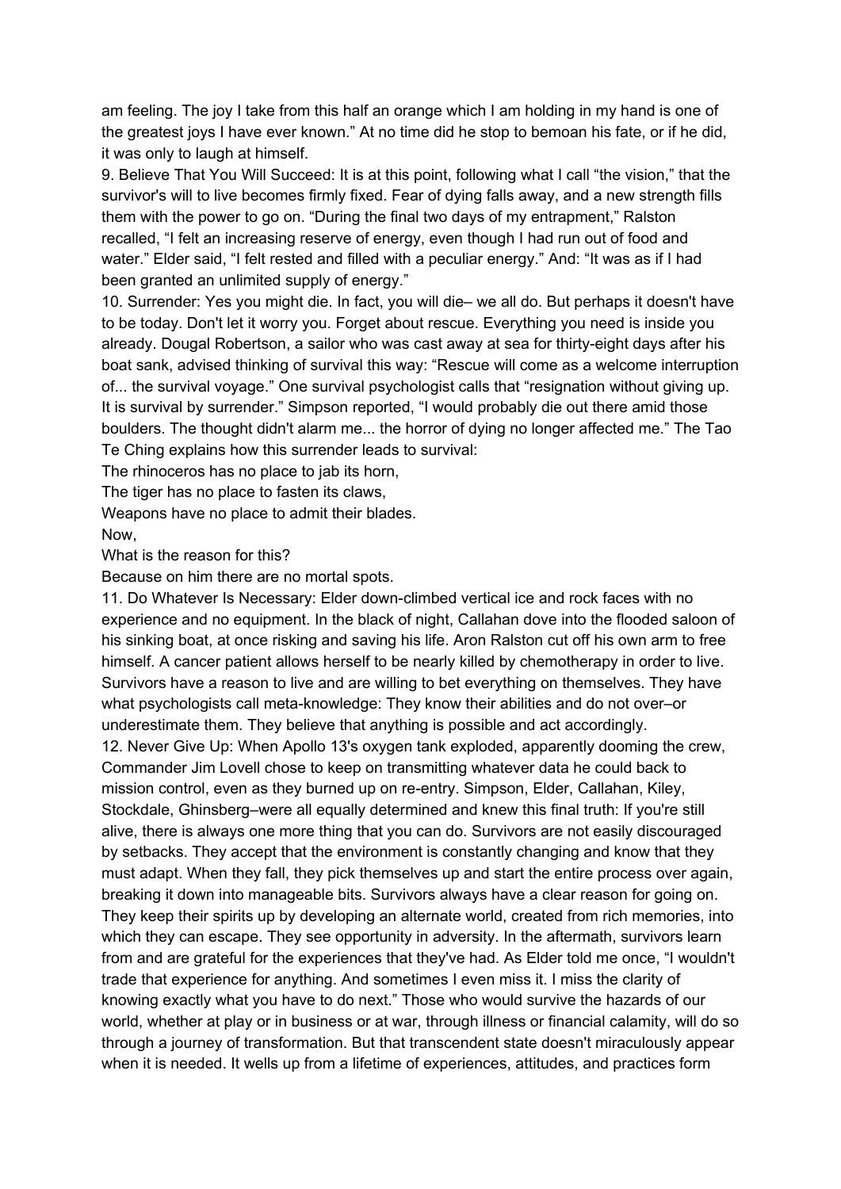am feeling. The joy I take from this half an orange which I am holding in my hand is one of the greatest joys I have ever known." At no time did he stop to bemoan his fate, or if he did, it was only to laugh at himself.

9. Believe That You Will Succeed: It is at this point, following what I call "the vision," that the survivor's will to live becomes firmly fixed. Fear of dying falls away, and a new strength fills them with the power to go on. "During the final two days of my entrapment," Ralston recalled, "I felt an increasing reserve of energy, even though I had run out of food and water." Elder said, "I felt rested and filled with a peculiar energy." And: "It was as if I had been granted an unlimited supply of energy."

10. Surrender: Yes you might die. In fact, you will die– we all do. But perhaps it doesn't have to be today. Don't let it worry you. Forget about rescue. Everything you need is inside you already. Dougal Robertson, a sailor who was cast away at sea for thirty-eight days after his boat sank, advised thinking of survival this way: "Rescue will come as a welcome interruption of... the survival voyage." One survival psychologist calls that "resignation without giving up. It is survival by surrender." Simpson reported, "I would probably die out there amid those boulders. The thought didn't alarm me... the horror of dying no longer affected me." The Tao Te Ching explains how this surrender leads to survival:

The rhinoceros has no place to jab its horn,
The tiger has no place to fasten its claws,
Weapons have no place to admit their blades.
Now,
What is the reason for this?
Because on him there are no mortal spots.

11. Do Whatever Is Necessary: Elder down-climbed vertical ice and rock faces with no experience and no equipment. In the black of night, Callahan dove into the flooded saloon of his sinking boat, at once risking and saving his life. Aron Ralston cut off his own arm to free himself. A cancer patient allows herself to be nearly killed by chemotherapy in order to live. Survivors have a reason to live and are willing to bet everything on themselves. They have what psychologists call meta-knowledge: They know their abilities and do not over–or underestimate them. They believe that anything is possible and act accordingly.

12. Never Give Up: When Apollo 13's oxygen tank exploded, apparently dooming the crew, Commander Jim Lovell chose to keep on transmitting whatever data he could back to mission control, even as they burned up on re-entry. Simpson, Elder, Callahan, Kiley, Stockdale, Ghinsberg–were all equally determined and knew this final truth: If you're still alive, there is always one more thing that you can do. Survivors are not easily discouraged by setbacks. They accept that the environment is constantly changing and know that they must adapt. When they fall, they pick themselves up and start the entire process over again, breaking it down into manageable bits. Survivors always have a clear reason for going on. They keep their spirits up by developing an alternate world, created from rich memories, into which they can escape. They see opportunity in adversity. In the aftermath, survivors learn from and are grateful for the experiences that they've had. As Elder told me once, "I wouldn't trade that experience for anything. And sometimes I even miss it. I miss the clarity of knowing exactly what you have to do next." Those who would survive the hazards of our world, whether at play or in business or at war, through illness or financial calamity, will do so through a journey of transformation. But that transcendent state doesn't miraculously appear when it is needed. It wells up from a lifetime of experiences, attitudes, and practices form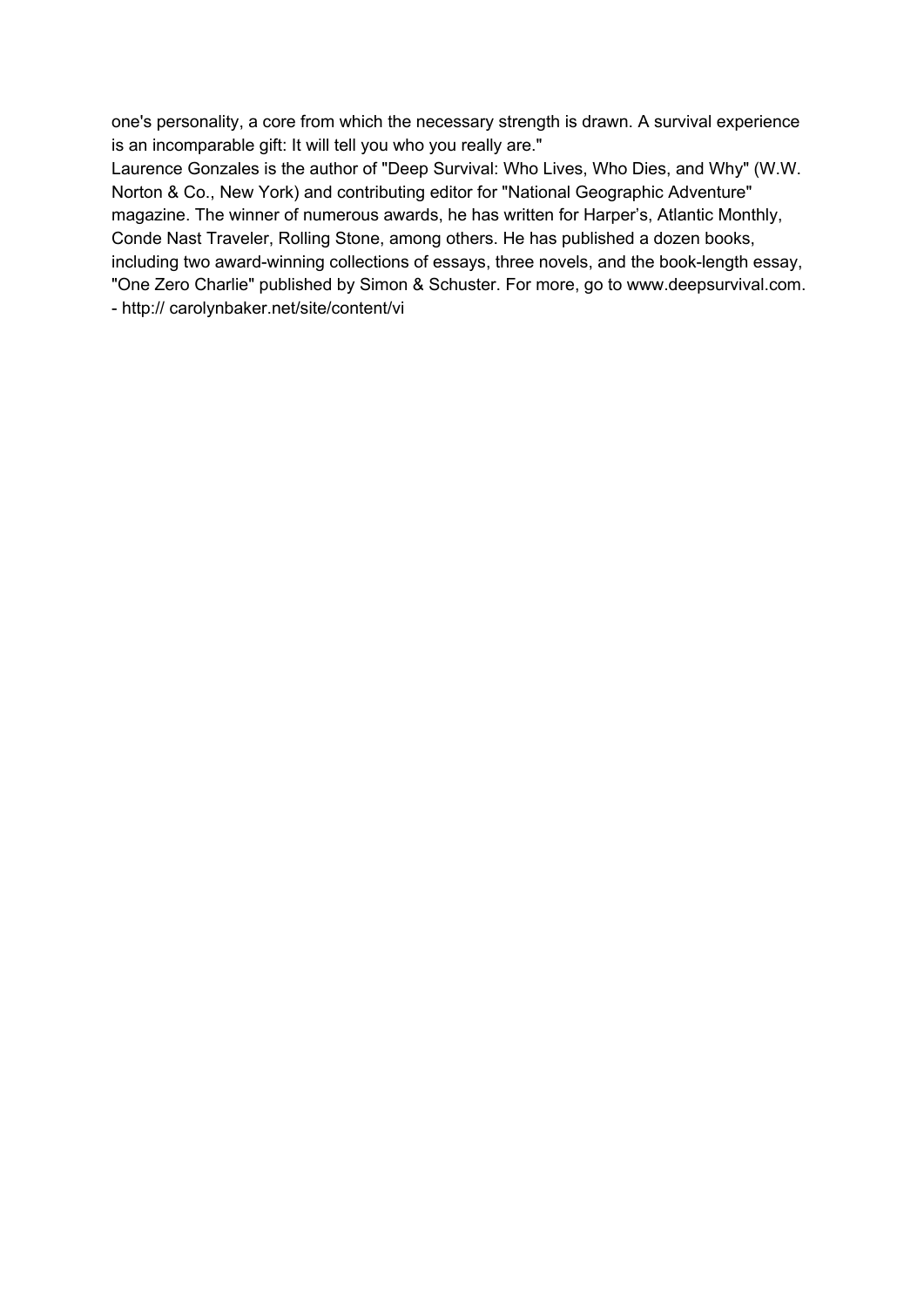one's personality, a core from which the necessary strength is drawn. A survival experience is an incomparable gift: It will tell you who you really are."

Laurence Gonzales is the author of "Deep Survival: Who Lives, Who Dies, and Why" (W.W. Norton & Co., New York) and contributing editor for "National Geographic Adventure" magazine. The winner of numerous awards, he has written for Harper's, Atlantic Monthly, Conde Nast Traveler, Rolling Stone, among others. He has published a dozen books, including two award-winning collections of essays, three novels, and the book-length essay, "One Zero Charlie" published by Simon & Schuster. For more, go to www.deepsurvival.com.

- http:// carolynbaker.net/site/content/vi